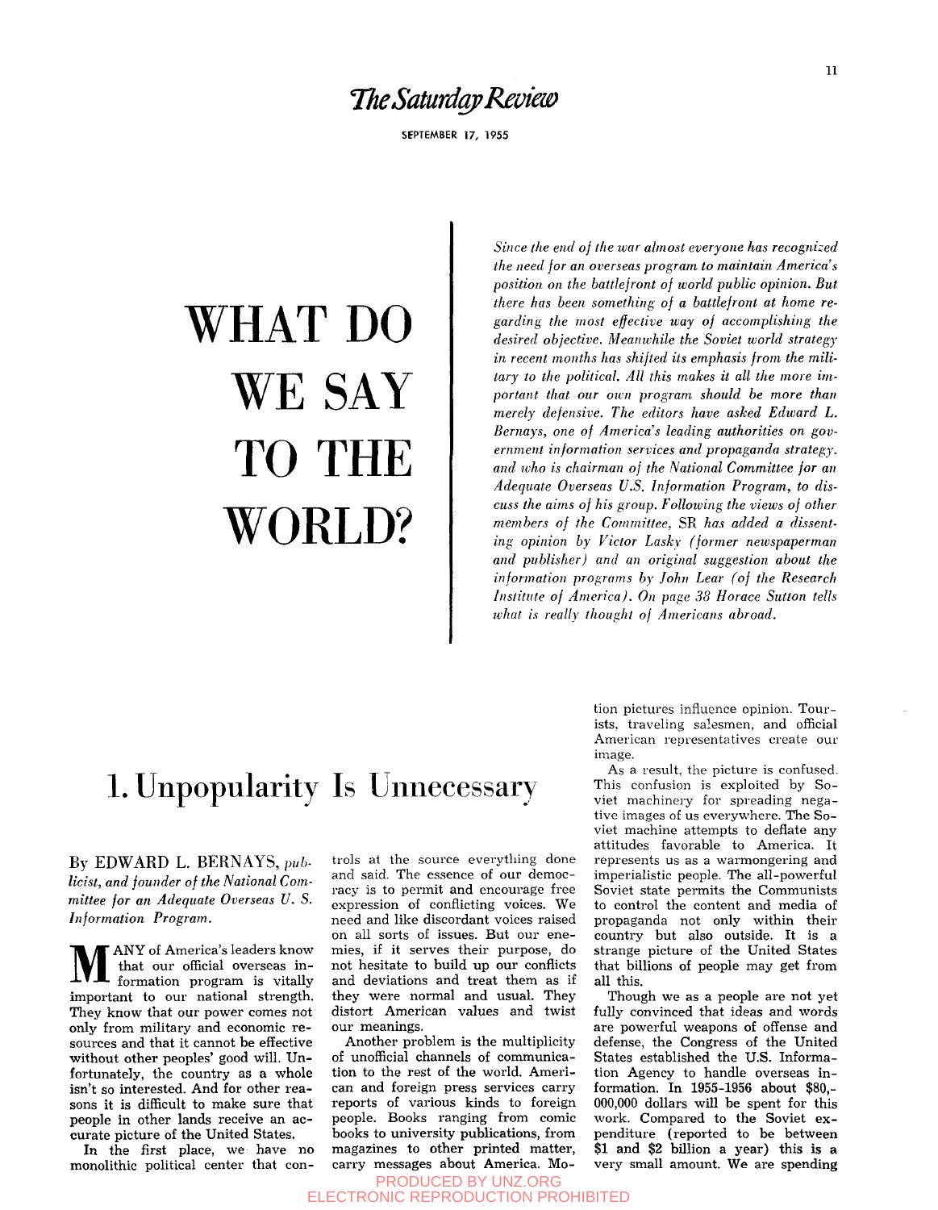The Saturday Review

SEPTEMBER 17, 1955

# WHAT DO WE SAY TO THE WORLD?

*Since the end of the war almost everyone has recognized the need for an overseas program to maintain America's position on the battlefront of world public opinion. But there has been something of a battlefront at home regarding the most effective way of accomplishing the desired objective. Meanwhile the Soviet world strategy in recent months has shifted its emphasis from the military to the political. All this makes it all the more important that our own program should be more than merely defensive. The editors have asked Edward L. Bernays, one of America's leading authorities on government information services and propaganda strategy, and who is chairman of the National Committee for an Adequate Overseas U.S. Information Program, to discuss the aims of his group. Following the views of other members of the Committee, SR has added a dissenting opinion by Victor Lasky (former newspaperman and publisher) and an original suggestion about the information programs by John Lear (of the Research Institute of America). On page 38 Horace Sutton tells what is really thought of Americans abroad.*

## 1. Unpopularity Is Unnecessary

By EDWARD L. BERNAYS, *publicist, and founder of the National Committee for an Adequate Overseas U. S. Information Program.*

MANY of America's leaders know that our official overseas information program is vitally important to our national strength. They know that our power comes not only from military and economic resources and that it cannot be effective without other peoples' good will. Unfortunately, the country as a whole isn't so interested. And for other reasons it is difficult to make sure that people in other lands receive an accurate picture of the United States.

In the first place, we have no monolithic political center that controls at the source everything done and said. The essence of our democracy is to permit and encourage free expression of conflicting voices. We need and like discordant voices raised on all sorts of issues. But our enemies, if it serves their purpose, do not hesitate to build up our conflicts and deviations and treat them as if they were normal and usual. They distort American values and twist our meanings.

Another problem is the multiplicity of unofficial channels of communication to the rest of the world. American and foreign press services carry reports of various kinds to foreign people. Books ranging from comic books to university publications, from magazines to other printed matter, carry messages about America. Motion pictures influence opinion. Tourists, traveling salesmen, and official American representatives create our image.

As a result, the picture is confused. This confusion is exploited by Soviet machinery for spreading negative images of us everywhere. The Soviet machine attempts to deflate any attitudes favorable to America. It represents us as a warmongering and imperialistic people. The all-powerful Soviet state permits the Communists to control the content and media of propaganda not only within their country but also outside. It is a strange picture of the United States that billions of people may get from all this.

Though we as a people are not yet fully convinced that ideas and words are powerful weapons of offense and defense, the Congress of the United States established the U.S. Information Agency to handle overseas information. In 1955-1956 about $80,000,000 dollars will be spent for this work. Compared to the Soviet expenditure (reported to be between $1 and $2 billion a year) this is a very small amount. We are spending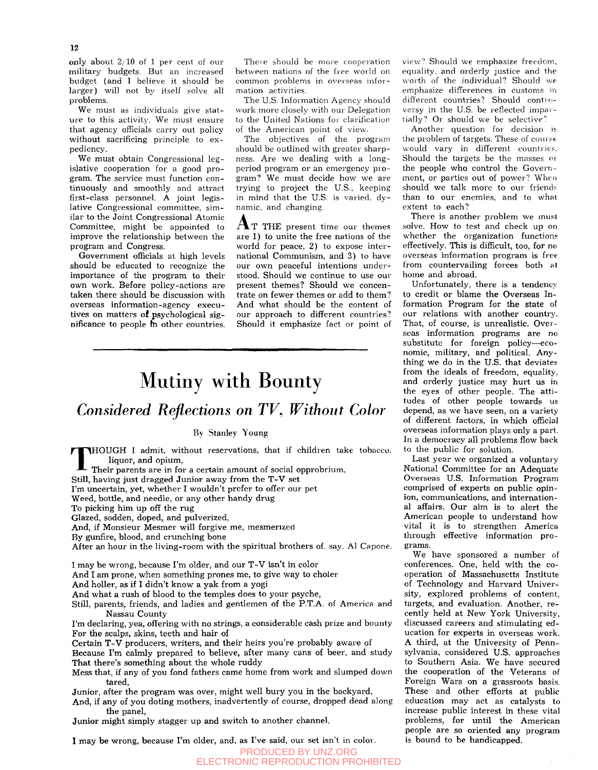only about 2/10 of 1 per cent of our military budgets. But an increased budget (and I believe it should be larger) will not by itself solve all problems.

We must as individuals give stature to this activity. We must ensure that agency officials carry out policy without sacrificing principle to expediency.

We must obtain Congressional legislative cooperation for a good program. The service must function continuously and smoothly and attract first-class personnel. A joint legislative Congressional committee, similar to the Joint Congressional Atomic Committee, might be appointed to improve the relationship between the program and Congress.

Government officials at high levels should be educated to recognize the importance of the program to their own work. Before policy-actions are taken there should be discussion with overseas information-agency executives on matters of psychological significance to people in other countries.

There should be more cooperation between nations of the free world on common problems in overseas information activities.

The U.S. Information Agency should work more closely with our Delegation to the United Nations for clarification of the American point of view.

The objectives of the program should be outlined with greater sharpness. Are we dealing with a long-period program or an emergency program? We must decide how we are trying to project the U.S., keeping in mind that the U.S. is varied, dynamic, and changing.

At the present time our themes are 1) to unite the free nations of the world for peace, 2) to expose international Communism, and 3) to have our own peaceful intentions understood. Should we continue to use our present themes? Should we concentrate on fewer themes or add to them? And what should be the content of our approach to different countries? Should it emphasize fact or point of view? Should we emphasize freedom, equality, and orderly justice and the worth of the individual? Should we emphasize differences in customs in different countries? Should controversy in the U.S. be reflected impartially? Or should we be selective?

Another question for decision is the problem of targets. These of course would vary in different countries. Should the targets be the masses or the people who control the Government, or parties out of power? When should we talk more to our friends than to our enemies, and to what extent to each?

There is another problem we must solve. How to test and check up on whether the organization functions effectively. This is difficult, too, for no overseas information program is free from countervailing forces both at home and abroad.

Unfortunately, there is a tendency to credit or blame the Overseas Information Program for the state of our relations with another country. That, of course, is unrealistic. Overseas information programs are no substitute for foreign policy—economic, military, and political. Anything we do in the U.S. that deviates from the ideals of freedom, equality, and orderly justice may hurt us in the eyes of other people. The attitudes of other people towards us depend, as we have seen, on a variety of different factors, in which official overseas information plays only a part. In a democracy all problems flow back to the public for solution.

Last year we organized a voluntary National Committee for an Adequate Overseas U.S. Information Program comprised of experts on public opinion, communications, and international affairs. Our aim is to alert the American people to understand how vital it is to strengthen America through effective information programs.

We have sponsored a number of conferences. One, held with the cooperation of Massachusetts Institute of Technology and Harvard University, explored problems of content, targets, and evaluation. Another, recently held at New York University, discussed careers and stimulating education for experts in overseas work. A third, at the University of Pennsylvania, considered U.S. approaches to Southern Asia. We have secured the cooperation of the Veterans of Foreign Wars on a grassroots basis. These and other efforts at public education may act as catalysts to increase public interest in these vital problems, for until the American people are so oriented any program is bound to be handicapped.

# Mutiny with Bounty

## *Considered Reflections on TV, Without Color*

By Stanley Young

Though I admit, without reservations, that if children take tobacco, liquor, and opium,
Their parents are in for a certain amount of social opprobrium,
Still, having just dragged Junior away from the T-V set
I'm uncertain, yet, whether I wouldn't prefer to offer our pet
Weed, bottle, and needle, or any other handy drug
To picking him up off the rug
Glazed, sodden, doped, and pulverized,
And, if Monsieur Mesmer will forgive me, mesmerized
By gunfire, blood, and crunching bone
After an hour in the living-room with the spiritual brothers of, say, Al Capone.

I may be wrong, because I'm older, and our T-V isn't in color
And I am prone, when something prones me, to give way to choler
And holler, as if I didn't know a yak from a yogi
And what a rush of blood to the temples does to your psyche,
Still, parents, friends, and ladies and gentlemen of the P.T.A. of America and Nassau County
I'm declaring, yea, offering with no strings, a considerable cash prize and bounty
For the scalps, skins, teeth and hair of
Certain T-V producers, writers, and their heirs you're probably aware of
Because I'm calmly prepared to believe, after many cans of beer, and study
That there's something about the whole ruddy
Mess that, if any of you fond fathers came home from work and slumped down tared,
Junior, after the program was over, might well bury you in the backyard.
And, if any of you doting mothers, inadvertently of course, dropped dead along the panel,
Junior might simply stagger up and switch to another channel.

I may be wrong, because I'm older, and, as I've said, our set isn't in color.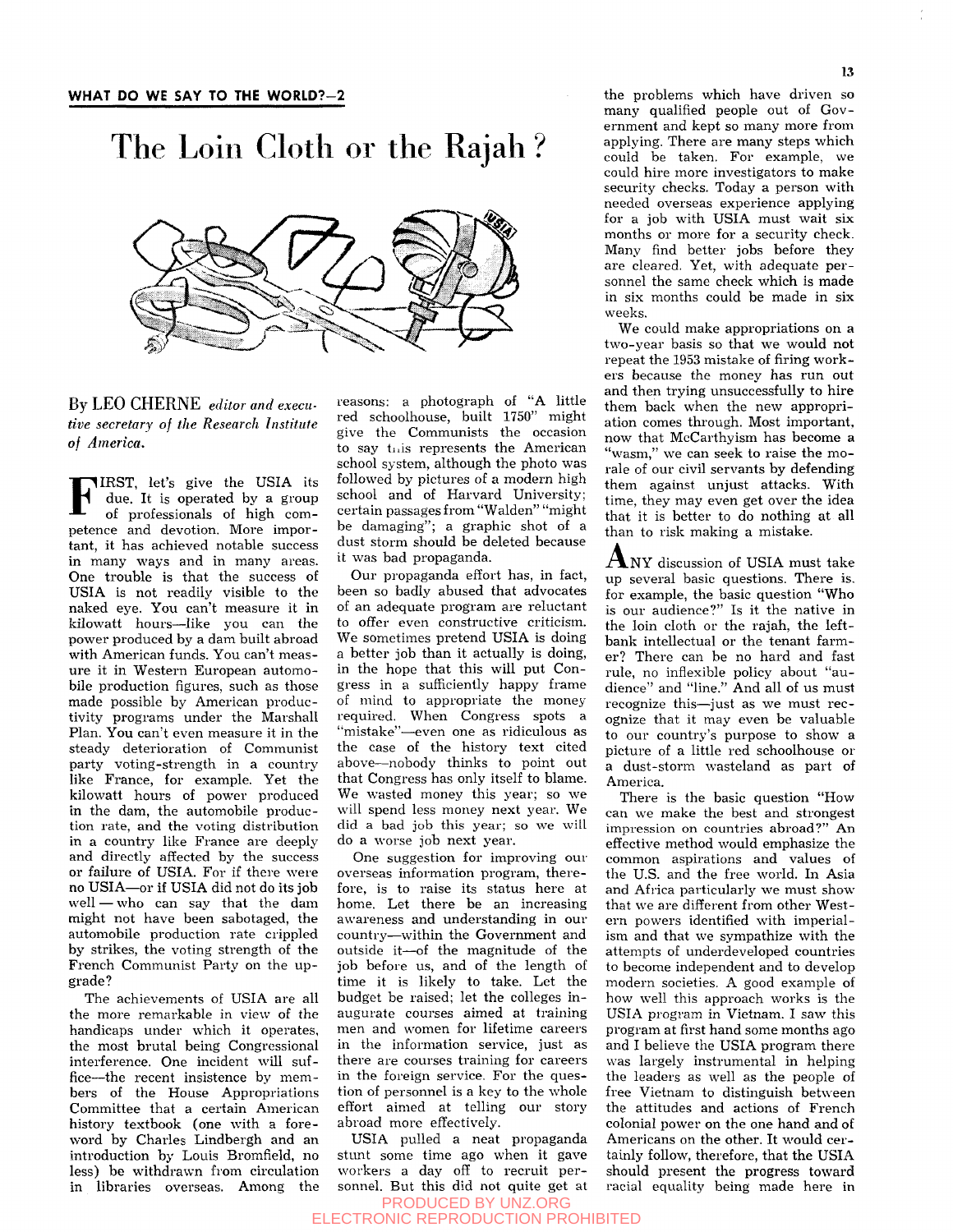**WHAT DO WE SAY TO THE WORLD?—2**

# The Loin Cloth or the Rajah?

By LEO CHERNE *editor and executive secretary of the Research Institute of America.*

FIRST, let's give the USIA its due. It is operated by a group of professionals of high competence and devotion. More important, it has achieved notable success in many ways and in many areas. One trouble is that the success of USIA is not readily visible to the naked eye. You can't measure it in kilowatt hours—like you can the power produced by a dam built abroad with American funds. You can't measure it in Western European automobile production figures, such as those made possible by American productivity programs under the Marshall Plan. You can't even measure it in the steady deterioration of Communist party voting-strength in a country like France, for example. Yet the kilowatt hours of power produced in the dam, the automobile production rate, and the voting distribution in a country like France are deeply and directly affected by the success or failure of USIA. For if there were no USIA—or if USIA did not do its job well — who can say that the dam might not have been sabotaged, the automobile production rate crippled by strikes, the voting strength of the French Communist Party on the upgrade?

The achievements of USIA are all the more remarkable in view of the handicaps under which it operates, the most brutal being Congressional interference. One incident will suffice—the recent insistence by members of the House Appropriations Committee that a certain American history textbook (one with a foreword by Charles Lindbergh and an introduction by Louis Bromfield, no less) be withdrawn from circulation in libraries overseas. Among the reasons: a photograph of "A little red schoolhouse, built 1750" might give the Communists the occasion to say this represents the American school system, although the photo was followed by pictures of a modern high school and of Harvard University; certain passages from "Walden" "might be damaging"; a graphic shot of a dust storm should be deleted because it was bad propaganda.

Our propaganda effort has, in fact, been so badly abused that advocates of an adequate program are reluctant to offer even constructive criticism. We sometimes pretend USIA is doing a better job than it actually is doing, in the hope that this will put Congress in a sufficiently happy frame of mind to appropriate the money required. When Congress spots a "mistake"—even one as ridiculous as the case of the history text cited above—nobody thinks to point out that Congress has only itself to blame. We wasted money this year; so we will spend less money next year. We did a bad job this year; so we will do a worse job next year.

One suggestion for improving our overseas information program, therefore, is to raise its status here at home. Let there be an increasing awareness and understanding in our country—within the Government and outside it—of the magnitude of the job before us, and of the length of time it is likely to take. Let the budget be raised; let the colleges inaugurate courses aimed at training men and women for lifetime careers in the information service, just as there are courses training for careers in the foreign service. For the question of personnel is a key to the whole effort aimed at telling our story abroad more effectively.

USIA pulled a neat propaganda stunt some time ago when it gave workers a day off to recruit personnel. But this did not quite get at the problems which have driven so many qualified people out of Government and kept so many more from applying. There are many steps which could be taken. For example, we could hire more investigators to make security checks. Today a person with needed overseas experience applying for a job with USIA must wait six months or more for a security check. Many find better jobs before they are cleared. Yet, with adequate personnel the same check which is made in six months could be made in six weeks.

We could make appropriations on a two-year basis so that we would not repeat the 1953 mistake of firing workers because the money has run out and then trying unsuccessfully to hire them back when the new appropriation comes through. Most important, now that McCarthyism has become a "wasm," we can seek to raise the morale of our civil servants by defending them against unjust attacks. With time, they may even get over the idea that it is better to do nothing at all than to risk making a mistake.

ANY discussion of USIA must take up several basic questions. There is, for example, the basic question "Who is our audience?" Is it the native in the loin cloth or the rajah, the left-bank intellectual or the tenant farmer? There can be no hard and fast rule, no inflexible policy about "audience" and "line." And all of us must recognize this—just as we must recognize that it may even be valuable to our country's purpose to show a picture of a little red schoolhouse or a dust-storm wasteland as part of America.

There is the basic question "How can we make the best and strongest impression on countries abroad?" An effective method would emphasize the common aspirations and values of the U.S. and the free world. In Asia and Africa particularly we must show that we are different from other Western powers identified with imperialism and that we sympathize with the attempts of underdeveloped countries to become independent and to develop modern societies. A good example of how well this approach works is the USIA program in Vietnam. I saw this program at first hand some months ago and I believe the USIA program there was largely instrumental in helping the leaders as well as the people of free Vietnam to distinguish between the attitudes and actions of French colonial power on the one hand and of Americans on the other. It would certainly follow, therefore, that the USIA should present the progress toward racial equality being made here in